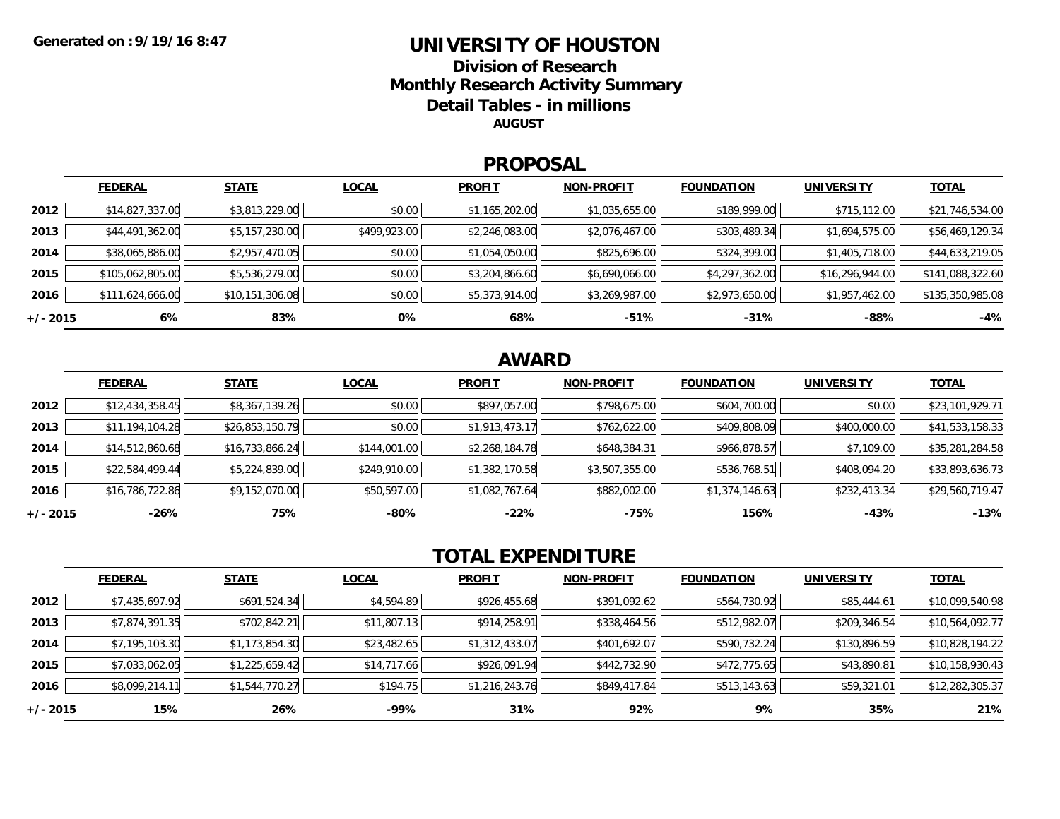Generated on : 9/19/16 8:47

# UNIVERSITY OF HOUSTON

## Division of Research
## Monthly Research Activity Summary
## Detail Tables - in millions

**AUGUST**

## PROPOSAL

| | FEDERAL | STATE | LOCAL | PROFIT | NON-PROFIT | FOUNDATION | UNIVERSITY | TOTAL |
|---|---|---|---|---|---|---|---|---|
| **2012** | $14,827,337.00 | $3,813,229.00 | $0.00 | $1,165,202.00 | $1,035,655.00 | $189,999.00 | $715,112.00 | $21,746,534.00 |
| **2013** | $44,491,362.00 | $5,157,230.00 | $499,923.00 | $2,246,083.00 | $2,076,467.00 | $303,489.34 | $1,694,575.00 | $56,469,129.34 |
| **2014** | $38,065,886.00 | $2,957,470.05 | $0.00 | $1,054,050.00 | $825,696.00 | $324,399.00 | $1,405,718.00 | $44,633,219.05 |
| **2015** | $105,062,805.00 | $5,536,279.00 | $0.00 | $3,204,866.60 | $6,690,066.00 | $4,297,362.00 | $16,296,944.00 | $141,088,322.60 |
| **2016** | $111,624,666.00 | $10,151,306.08 | $0.00 | $5,373,914.00 | $3,269,987.00 | $2,973,650.00 | $1,957,462.00 | $135,350,985.08 |
| **+/- 2015** | **6%** | **83%** | **0%** | **68%** | **-51%** | **-31%** | **-88%** | **-4%** |

## AWARD

| | FEDERAL | STATE | LOCAL | PROFIT | NON-PROFIT | FOUNDATION | UNIVERSITY | TOTAL |
|---|---|---|---|---|---|---|---|---|
| **2012** | $12,434,358.45 | $8,367,139.26 | $0.00 | $897,057.00 | $798,675.00 | $604,700.00 | $0.00 | $23,101,929.71 |
| **2013** | $11,194,104.28 | $26,853,150.79 | $0.00 | $1,913,473.17 | $762,622.00 | $409,808.09 | $400,000.00 | $41,533,158.33 |
| **2014** | $14,512,860.68 | $16,733,866.24 | $144,001.00 | $2,268,184.78 | $648,384.31 | $966,878.57 | $7,109.00 | $35,281,284.58 |
| **2015** | $22,584,499.44 | $5,224,839.00 | $249,910.00 | $1,382,170.58 | $3,507,355.00 | $536,768.51 | $408,094.20 | $33,893,636.73 |
| **2016** | $16,786,722.86 | $9,152,070.00 | $50,597.00 | $1,082,767.64 | $882,002.00 | $1,374,146.63 | $232,413.34 | $29,560,719.47 |
| **+/- 2015** | **-26%** | **75%** | **-80%** | **-22%** | **-75%** | **156%** | **-43%** | **-13%** |

## TOTAL EXPENDITURE

| | FEDERAL | STATE | LOCAL | PROFIT | NON-PROFIT | FOUNDATION | UNIVERSITY | TOTAL |
|---|---|---|---|---|---|---|---|---|
| **2012** | $7,435,697.92 | $691,524.34 | $4,594.89 | $926,455.68 | $391,092.62 | $564,730.92 | $85,444.61 | $10,099,540.98 |
| **2013** | $7,874,391.35 | $702,842.21 | $11,807.13 | $914,258.91 | $338,464.56 | $512,982.07 | $209,346.54 | $10,564,092.77 |
| **2014** | $7,195,103.30 | $1,173,854.30 | $23,482.65 | $1,312,433.07 | $401,692.07 | $590,732.24 | $130,896.59 | $10,828,194.22 |
| **2015** | $7,033,062.05 | $1,225,659.42 | $14,717.66 | $926,091.94 | $442,732.90 | $472,775.65 | $43,890.81 | $10,158,930.43 |
| **2016** | $8,099,214.11 | $1,544,770.27 | $194.75 | $1,216,243.76 | $849,417.84 | $513,143.63 | $59,321.01 | $12,282,305.37 |
| **+/- 2015** | **15%** | **26%** | **-99%** | **31%** | **92%** | **9%** | **35%** | **21%** |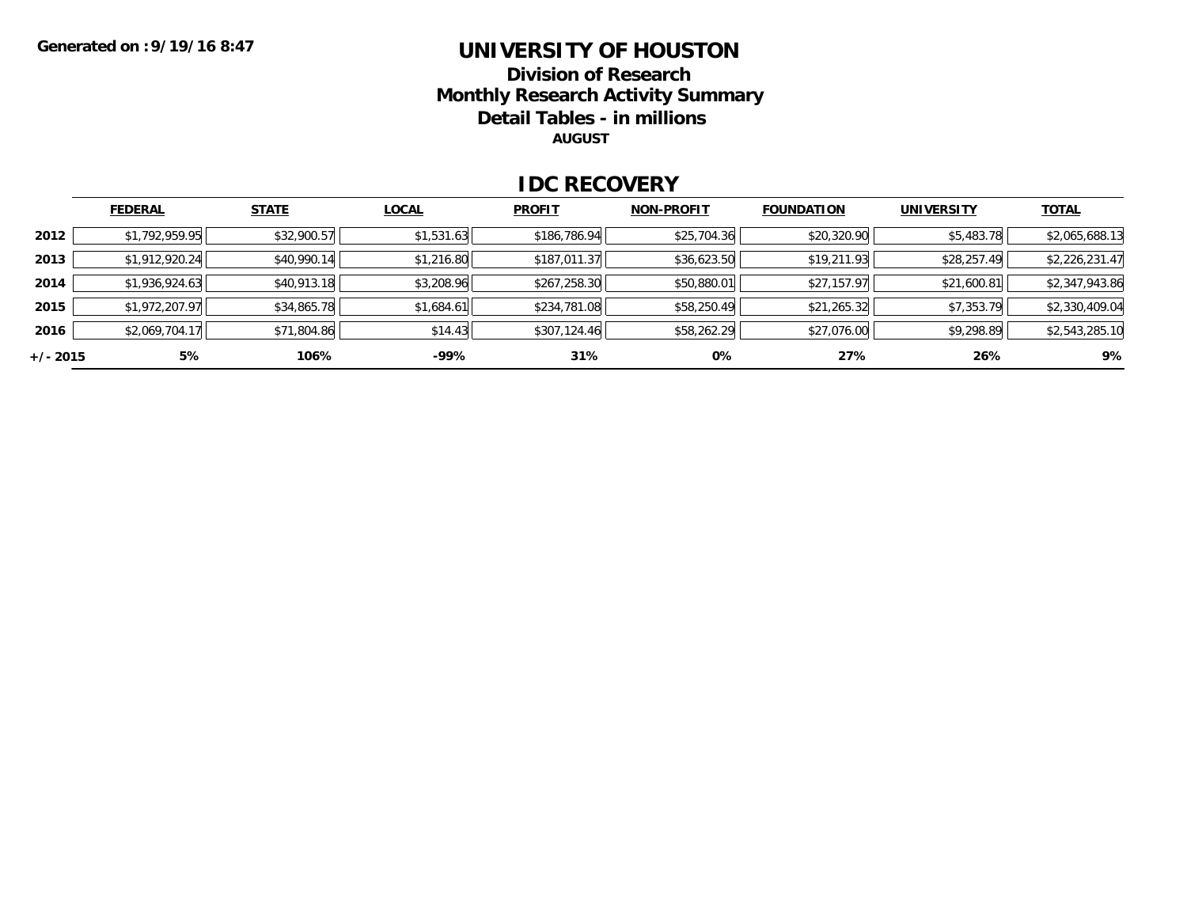Generated on :9/19/16 8:47

# UNIVERSITY OF HOUSTON

## Division of Research
## Monthly Research Activity Summary
## Detail Tables - in millions

**AUGUST**

## IDC RECOVERY

| | FEDERAL | STATE | LOCAL | PROFIT | NON-PROFIT | FOUNDATION | UNIVERSITY | TOTAL |
|---|---|---|---|---|---|---|---|---|
| **2012** | $1,792,959.95 | $32,900.57 | $1,531.63 | $186,786.94 | $25,704.36 | $20,320.90 | $5,483.78 | $2,065,688.13 |
| **2013** | $1,912,920.24 | $40,990.14 | $1,216.80 | $187,011.37 | $36,623.50 | $19,211.93 | $28,257.49 | $2,226,231.47 |
| **2014** | $1,936,924.63 | $40,913.18 | $3,208.96 | $267,258.30 | $50,880.01 | $27,157.97 | $21,600.81 | $2,347,943.86 |
| **2015** | $1,972,207.97 | $34,865.78 | $1,684.61 | $234,781.08 | $58,250.49 | $21,265.32 | $7,353.79 | $2,330,409.04 |
| **2016** | $2,069,704.17 | $71,804.86 | $14.43 | $307,124.46 | $58,262.29 | $27,076.00 | $9,298.89 | $2,543,285.10 |
| **+/- 2015** | **5%** | **106%** | **-99%** | **31%** | **0%** | **27%** | **26%** | **9%** |